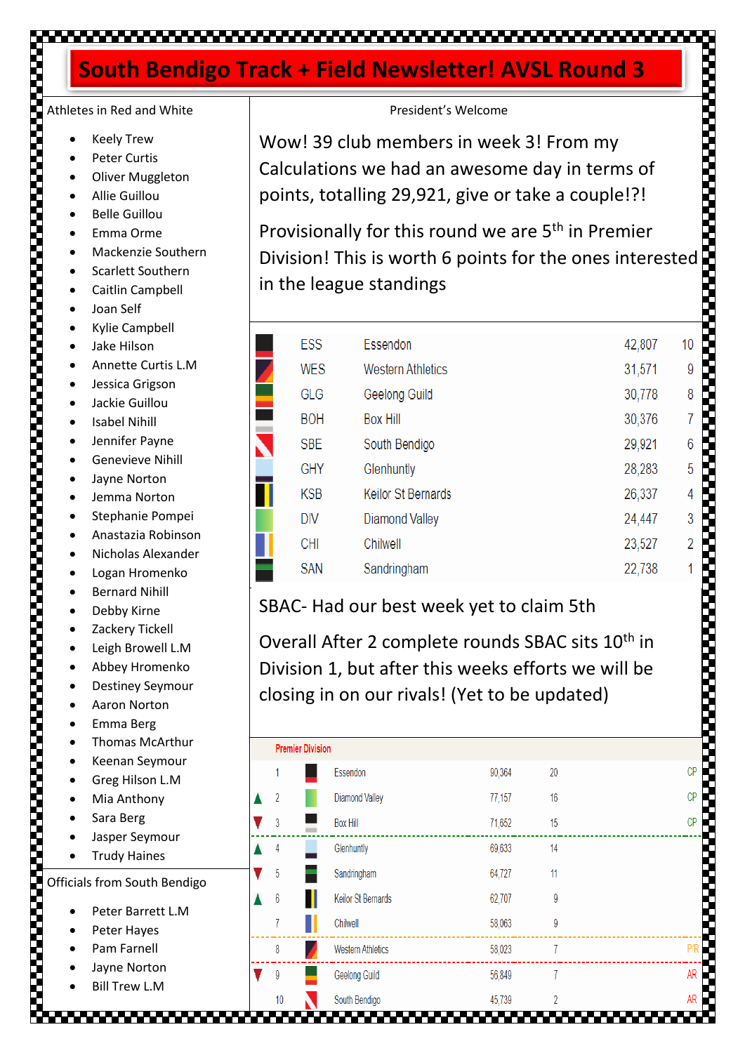# South Bendigo Track + Field Newsletter! AVSL Round 3

## Athletes in Red and White

- Keely Trew
- Peter Curtis
- Oliver Muggleton
- Allie Guillou
- Belle Guillou
- Emma Orme
- Mackenzie Southern
- Scarlett Southern
- Caitlin Campbell
- Joan Self
- Kylie Campbell
- Jake Hilson
- Annette Curtis L.M
- Jessica Grigson
- Jackie Guillou
- Isabel Nihill
- Jennifer Payne
- Genevieve Nihill
- Jayne Norton
- Jemma Norton
- Stephanie Pompei
- Anastazia Robinson
- Nicholas Alexander
- Logan Hromenko
- Bernard Nihill
- Debby Kirne
- Zackery Tickell
- Leigh Browell L.M
- Abbey Hromenko
- Destiney Seymour
- Aaron Norton
- Emma Berg
- Thomas McArthur
- Keenan Seymour
- Greg Hilson L.M
- Mia Anthony
- Sara Berg
- Jasper Seymour
- Trudy Haines

## Officials from South Bendigo

- Peter Barrett L.M
- Peter Hayes
- Pam Farnell
- Jayne Norton
- Bill Trew L.M

## President's Welcome

Wow! 39 club members in week 3! From my Calculations we had an awesome day in terms of points, totalling 29,921, give or take a couple!?!

Provisionally for this round we are 5th in Premier Division! This is worth 6 points for the ones interested in the league standings

| Code | Club | Points | Round Points |
|---|---|---|---|
| ESS | Essendon | 42,807 | 10 |
| WES | Western Athletics | 31,571 | 9 |
| GLG | Geelong Guild | 30,778 | 8 |
| BOH | Box Hill | 30,376 | 7 |
| SBE | South Bendigo | 29,921 | 6 |
| GHY | Glenhuntly | 28,283 | 5 |
| KSB | Keilor St Bernards | 26,337 | 4 |
| DIV | Diamond Valley | 24,447 | 3 |
| CHI | Chilwell | 23,527 | 2 |
| SAN | Sandringham | 22,738 | 1 |

SBAC- Had our best week yet to claim 5th

Overall After 2 complete rounds SBAC sits 10th in Division 1, but after this weeks efforts we will be closing in on our rivals! (Yet to be updated)

**Premier Division**

| Movement | Pos | Club | Points | Ladder Points | Status |
|---|---|---|---|---|---|
| | 1 | Essendon | 90,364 | 20 | CP |
| ▲ | 2 | Diamond Valley | 77,157 | 16 | CP |
| ▼ | 3 | Box Hill | 71,652 | 15 | CP |
| ▲ | 4 | Glenhuntly | 69,633 | 14 | |
| ▼ | 5 | Sandringham | 64,727 | 11 | |
| ▲ | 6 | Keilor St Bernards | 62,707 | 9 | |
| | 7 | Chilwell | 58,063 | 9 | |
| | 8 | Western Athletics | 58,023 | 7 | P/R |
| ▼ | 9 | Geelong Guild | 56,849 | 7 | AR |
| | 10 | South Bendigo | 45,739 | 2 | AR |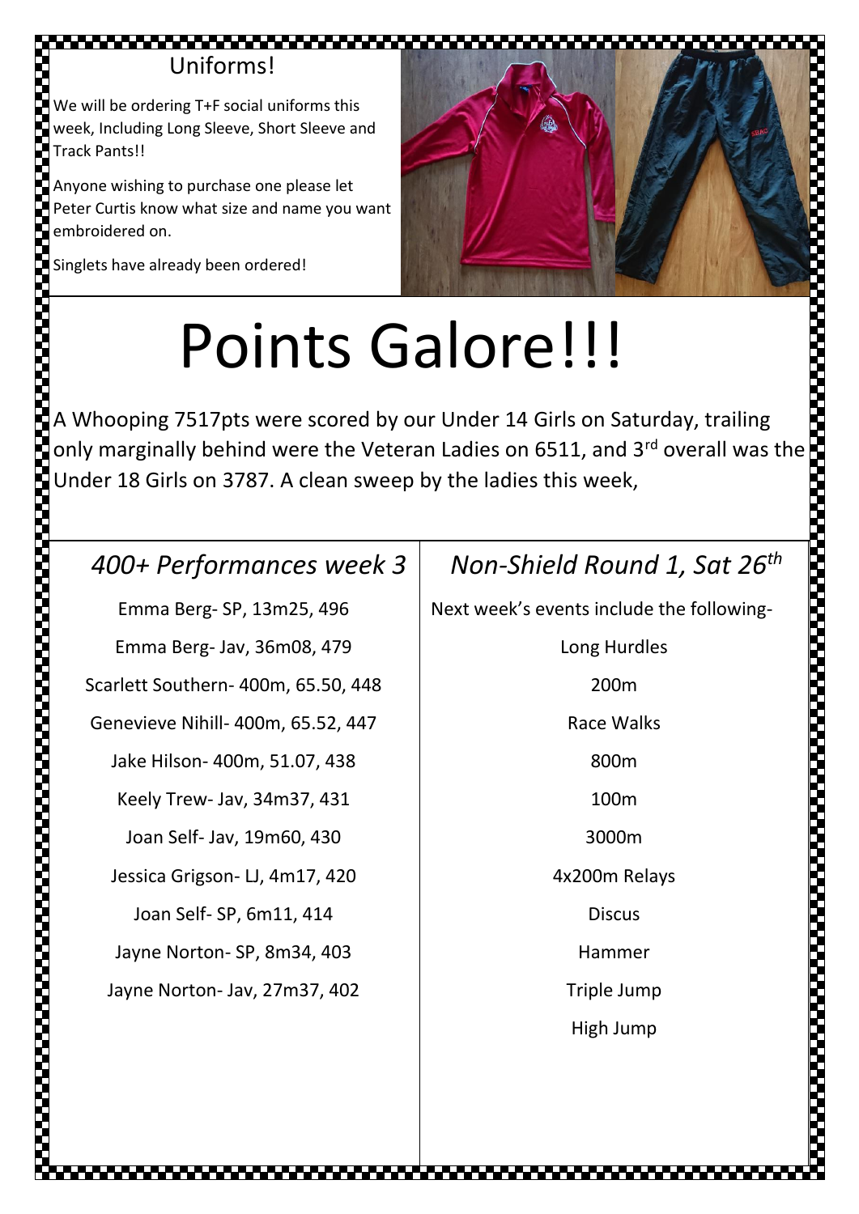## Uniforms!

We will be ordering T+F social uniforms this week, Including Long Sleeve, Short Sleeve and Track Pants!!

Anyone wishing to purchase one please let Peter Curtis know what size and name you want embroidered on.

Singlets have already been ordered!

# Points Galore!!!

A Whooping 7517pts were scored by our Under 14 Girls on Saturday, trailing only marginally behind were the Veteran Ladies on 6511, and 3rd overall was the Under 18 Girls on 3787. A clean sweep by the ladies this week,

### *400+ Performances week 3*

Emma Berg- SP, 13m25, 496

Emma Berg- Jav, 36m08, 479

Scarlett Southern- 400m, 65.50, 448

Genevieve Nihill- 400m, 65.52, 447

Jake Hilson- 400m, 51.07, 438

Keely Trew- Jav, 34m37, 431

Joan Self- Jav, 19m60, 430

Jessica Grigson- LJ, 4m17, 420

Joan Self- SP, 6m11, 414

Jayne Norton- SP, 8m34, 403

Jayne Norton- Jav, 27m37, 402

### *Non-Shield Round 1, Sat 26th*

Next week's events include the following-

Long Hurdles

200m

Race Walks

800m

100m

3000m

4x200m Relays

Discus

Hammer

Triple Jump

High Jump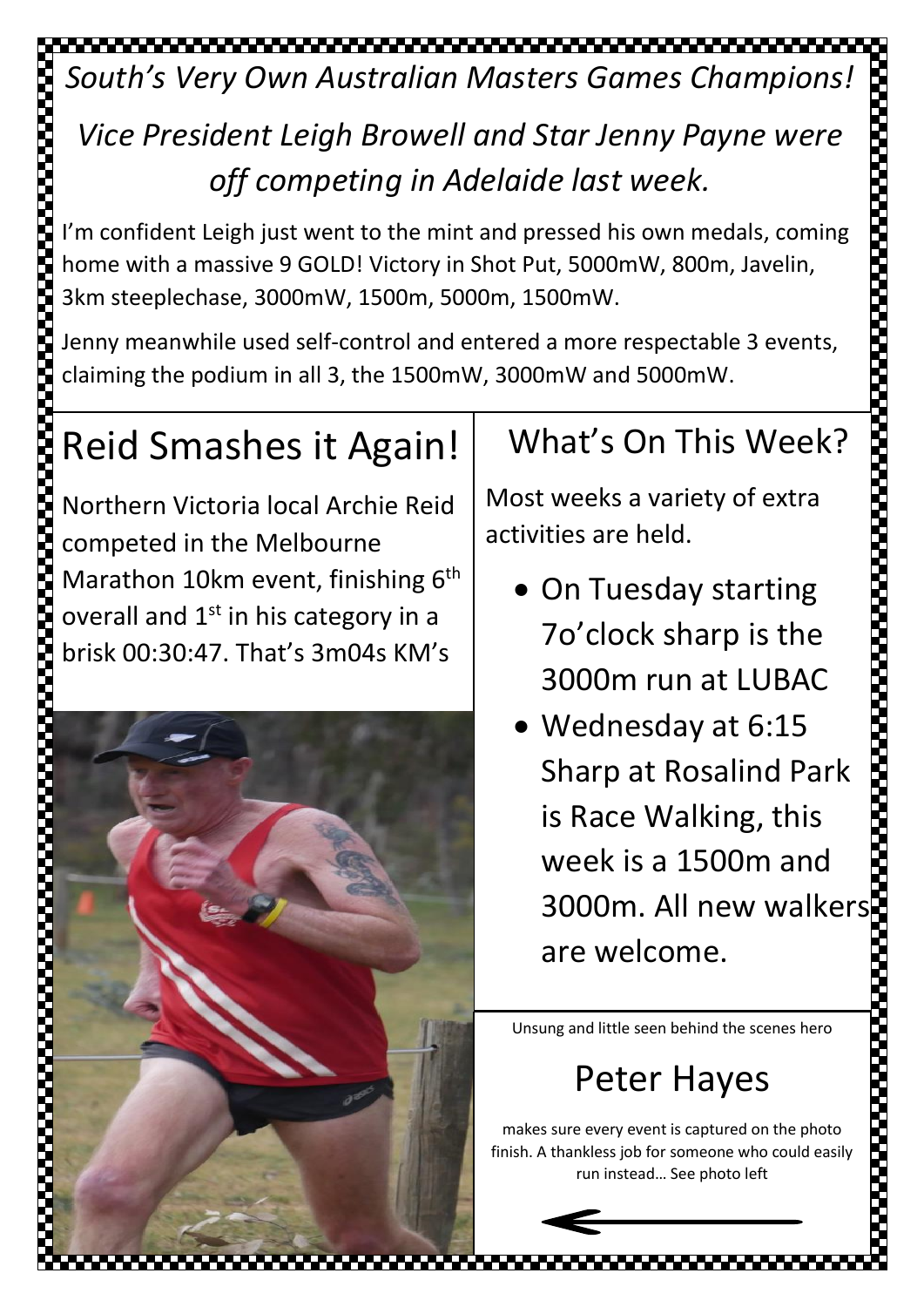*South's Very Own Australian Masters Games Champions!*

*Vice President Leigh Browell and Star Jenny Payne were off competing in Adelaide last week.*

I'm confident Leigh just went to the mint and pressed his own medals, coming home with a massive 9 GOLD! Victory in Shot Put, 5000mW, 800m, Javelin, 3km steeplechase, 3000mW, 1500m, 5000m, 1500mW.

Jenny meanwhile used self-control and entered a more respectable 3 events, claiming the podium in all 3, the 1500mW, 3000mW and 5000mW.

# Reid Smashes it Again!

Northern Victoria local Archie Reid competed in the Melbourne Marathon 10km event, finishing 6th overall and 1st in his category in a brisk 00:30:47. That's 3m04s KM's

# What's On This Week?

Most weeks a variety of extra activities are held.

- On Tuesday starting 7o'clock sharp is the 3000m run at LUBAC
- Wednesday at 6:15 Sharp at Rosalind Park is Race Walking, this week is a 1500m and 3000m. All new walkers are welcome.

Unsung and little seen behind the scenes hero

## Peter Hayes

makes sure every event is captured on the photo finish. A thankless job for someone who could easily run instead… See photo left